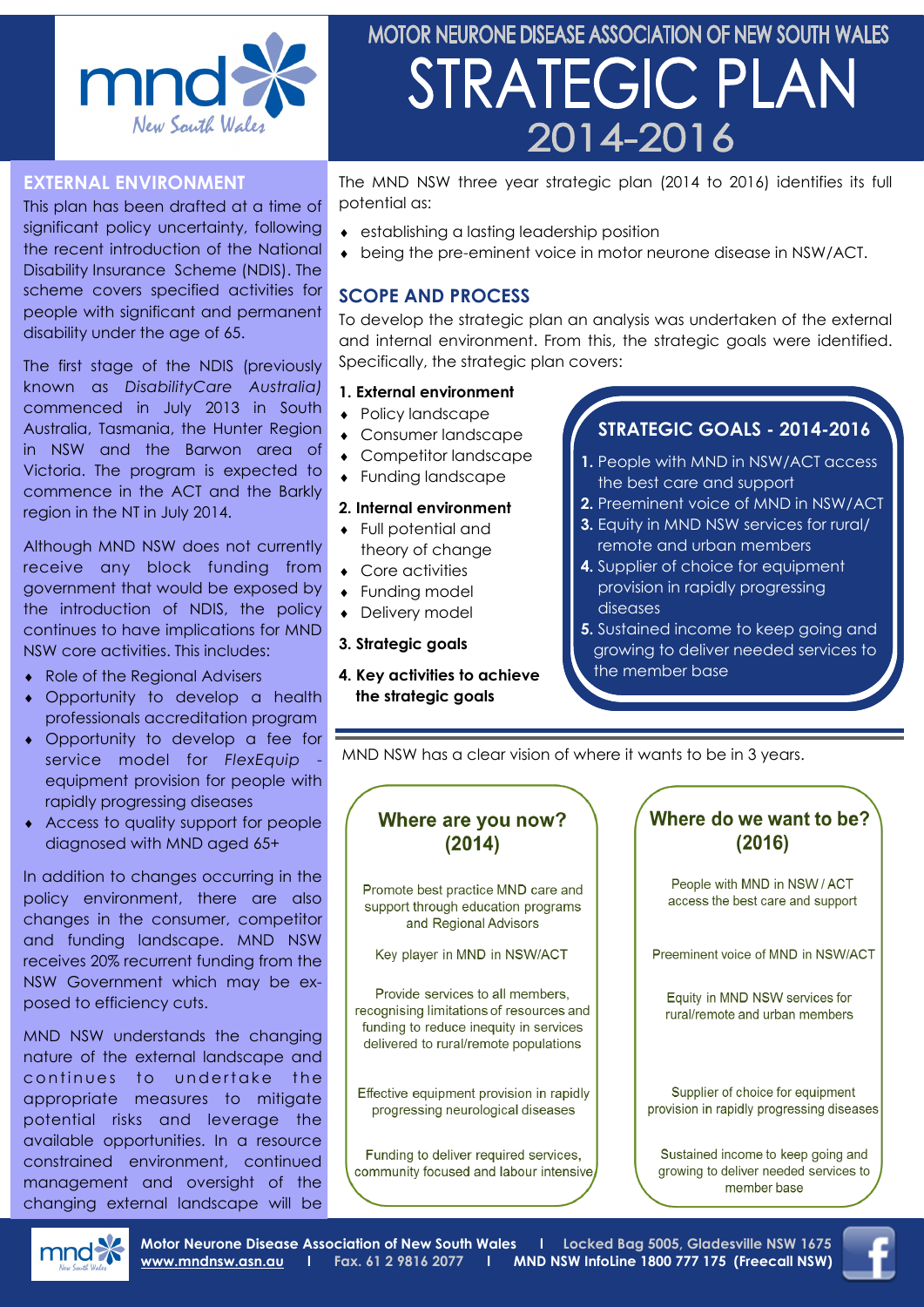# MOTOR NEURONE DISEASE ASSOCIATION OF NEW SOUTH WALES

# STRATEGIC PLAN 2014-2016

## EXTERNAL ENVIRONMENT

This plan has been drafted at a time of significant policy uncertainty, following the recent introduction of the National Disability Insurance Scheme (NDIS). The scheme covers specified activities for people with significant and permanent disability under the age of 65.

The first stage of the NDIS (previously known as *DisabilityCare Australia)* commenced in July 2013 in South Australia, Tasmania, the Hunter Region in NSW and the Barwon area of Victoria. The program is expected to commence in the ACT and the Barkly region in the NT in July 2014.

Although MND NSW does not currently receive any block funding from government that would be exposed by the introduction of NDIS, the policy continues to have implications for MND NSW core activities. This includes:

- Role of the Regional Advisers
- Opportunity to develop a health professionals accreditation program
- Opportunity to develop a fee for service model for *FlexEquip* - equipment provision for people with rapidly progressing diseases
- Access to quality support for people diagnosed with MND aged 65+

In addition to changes occurring in the policy environment, there are also changes in the consumer, competitor and funding landscape. MND NSW receives 20% recurrent funding from the NSW Government which may be exposed to efficiency cuts.

MND NSW understands the changing nature of the external landscape and continues to undertake the appropriate measures to mitigate potential risks and leverage the available opportunities. In a resource constrained environment, continued management and oversight of the changing external landscape will be

The MND NSW three year strategic plan (2014 to 2016) identifies its full potential as:

- establishing a lasting leadership position
- being the pre-eminent voice in motor neurone disease in NSW/ACT.

## SCOPE AND PROCESS

To develop the strategic plan an analysis was undertaken of the external and internal environment. From this, the strategic goals were identified. Specifically, the strategic plan covers:

**1. External environment**
- Policy landscape
- Consumer landscape
- Competitor landscape
- Funding landscape

**2. Internal environment**
- Full potential and theory of change
- Core activities
- Funding model
- Delivery model

**3. Strategic goals**

**4. Key activities to achieve the strategic goals**

## STRATEGIC GOALS - 2014-2016

1. People with MND in NSW/ACT access the best care and support
2. Preeminent voice of MND in NSW/ACT
3. Equity in MND NSW services for rural/ remote and urban members
4. Supplier of choice for equipment provision in rapidly progressing diseases
5. Sustained income to keep going and growing to deliver needed services to the member base

MND NSW has a clear vision of where it wants to be in 3 years.

| Where are you now? (2014) | Where do we want to be? (2016) |
|---|---|
| Promote best practice MND care and support through education programs and Regional Advisors | People with MND in NSW / ACT access the best care and support |
| Key player in MND in NSW/ACT | Preeminent voice of MND in NSW/ACT |
| Provide services to all members, recognising limitations of resources and funding to reduce inequity in services delivered to rural/remote populations | Equity in MND NSW services for rural/remote and urban members |
| Effective equipment provision in rapidly progressing neurological diseases | Supplier of choice for equipment provision in rapidly progressing diseases |
| Funding to deliver required services, community focused and labour intensive | Sustained income to keep going and growing to deliver needed services to member base |

Motor Neurone Disease Association of New South Wales | Locked Bag 5005, Gladesville NSW 1675
www.mndnsw.asn.au | Fax. 61 2 9816 2077 | MND NSW InfoLine 1800 777 175 (Freecall NSW)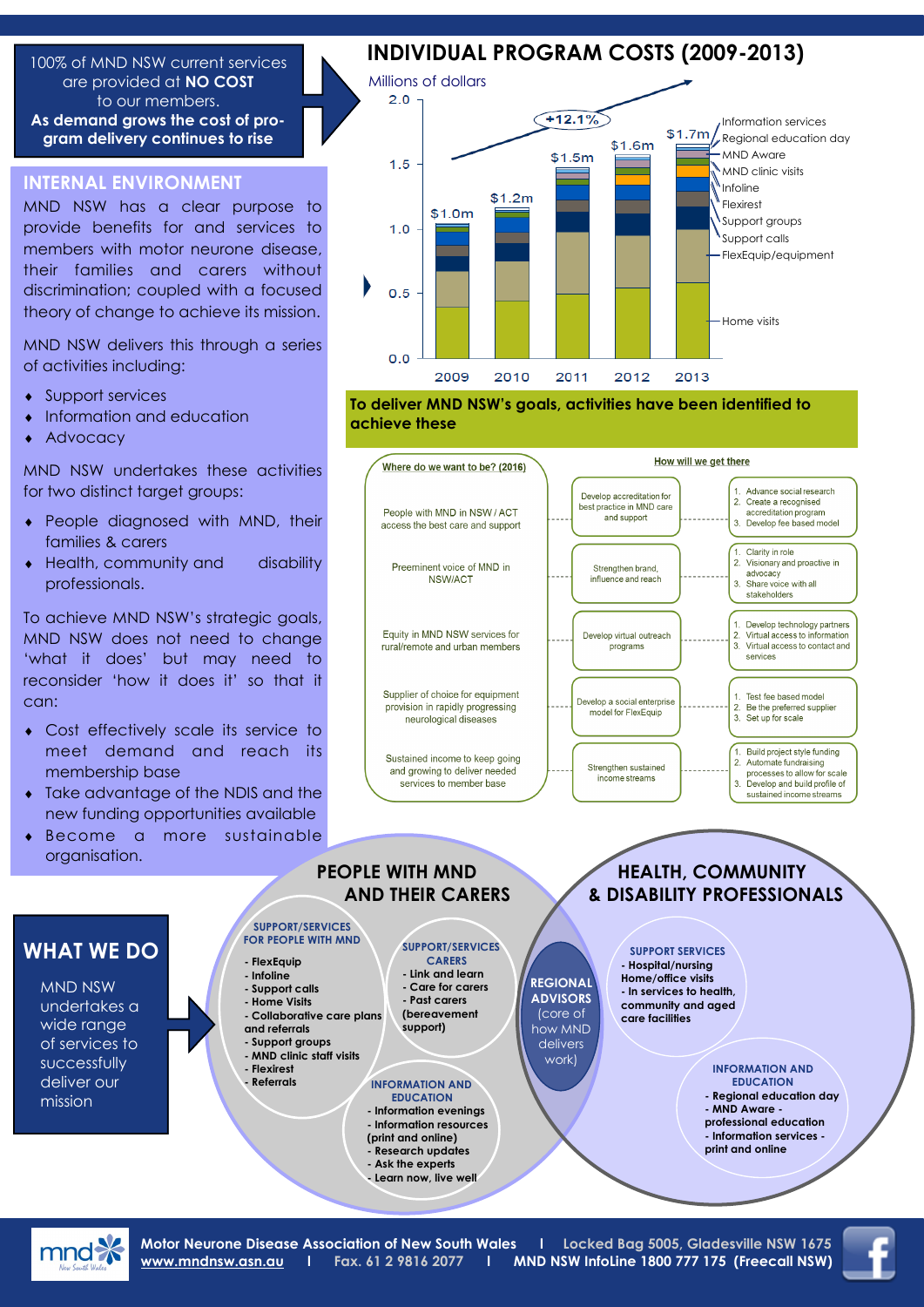100% of MND NSW current services are provided at **NO COST** to our members.

**As demand grows the cost of program delivery continues to rise**

## INDIVIDUAL PROGRAM COSTS (2009-2013)

Millions of dollars

2.0
1.5
1.0
0.5
0.0

2009 2010 2011 2012 2013

$1.0m $1.2m $1.5m $1.6m $1.7m

+12.1%

Information services
Regional education day
MND Aware
MND clinic visits
Infoline
Flexirest
Support groups
Support calls
FlexEquip/equipment
Home visits

## INTERNAL ENVIRONMENT

MND NSW has a clear purpose to provide benefits for and services to members with motor neurone disease, their families and carers without discrimination; coupled with a focused theory of change to achieve its mission.

MND NSW delivers this through a series of activities including:

- Support services
- Information and education
- Advocacy

MND NSW undertakes these activities for two distinct target groups:

- People diagnosed with MND, their families & carers
- Health, community and disability professionals.

To achieve MND NSW's strategic goals, MND NSW does not need to change 'what it does' but may need to reconsider 'how it does it' so that it can:

- Cost effectively scale its service to meet demand and reach its membership base
- Take advantage of the NDIS and the new funding opportunities available
- Become a more sustainable organisation.

**To deliver MND NSW's goals, activities have been identified to achieve these**

| Where do we want to be? (2016) | How will we get there | |
|---|---|---|
| People with MND in NSW / ACT access the best care and support | Develop accreditation for best practice in MND care and support | 1. Advance social research 2. Create a recognised accreditation program 3. Develop fee based model |
| Preeminent voice of MND in NSW/ACT | Strengthen brand, influence and reach | 1. Clarity in role 2. Visionary and proactive in advocacy 3. Share voice with all stakeholders |
| Equity in MND NSW services for rural/remote and urban members | Develop virtual outreach programs | 1. Develop technology partners 2. Virtual access to information 3. Virtual access to contact and services |
| Supplier of choice for equipment provision in rapidly progressing neurological diseases | Develop a social enterprise model for FlexEquip | 1. Test fee based model 2. Be the preferred supplier 3. Set up for scale |
| Sustained income to keep going and growing to deliver needed services to member base | Strengthen sustained income streams | 1. Build project style funding 2. Automate fundraising processes to allow for scale 3. Develop and build profile of sustained income streams |

## WHAT WE DO

MND NSW undertakes a wide range of services to successfully deliver our mission

### PEOPLE WITH MND AND THEIR CARERS

**SUPPORT/SERVICES FOR PEOPLE WITH MND**

- FlexEquip
- Infoline
- Support calls
- Home Visits
- Collaborative care plans and referrals
- Support groups
- MND clinic staff visits
- Flexirest
- Referrals

**SUPPORT/SERVICES CARERS**

- Link and learn
- Care for carers
- Past carers (bereavement support)

**INFORMATION AND EDUCATION**

- Information evenings
- Information resources (print and online)
- Research updates
- Ask the experts
- Learn now, live well

**REGIONAL ADVISORS** (core of how MND delivers work)

### HEALTH, COMMUNITY & DISABILITY PROFESSIONALS

**SUPPORT SERVICES**

- Hospital/nursing Home/office visits
- In services to health, community and aged care facilities

**INFORMATION AND EDUCATION**

- Regional education day
- MND Aware - professional education
- Information services - print and online

Motor Neurone Disease Association of New South Wales | Locked Bag 5005, Gladesville NSW 1675
www.mndnsw.asn.au | Fax. 61 2 9816 2077 | MND NSW InfoLine 1800 777 175 (Freecall NSW)